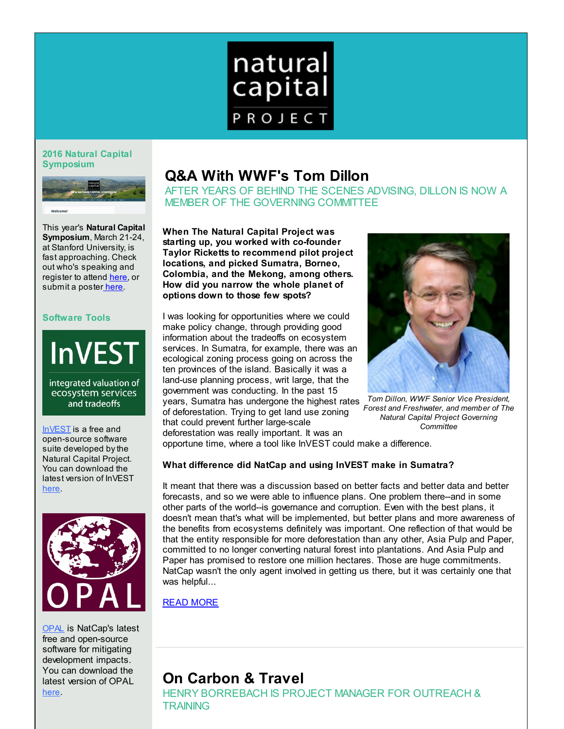# natural capital PROJECT

## 2016 Natural Capital Symposium

This year's **Natural Capital Symposium**, March 21-24, at Stanford University, is fast approaching. Check out who's speaking and register to attend here, or submit a poster here.

## Software Tools

InVEST — integrated valuation of ecosystem services and tradeoffs

InVEST is a free and open-source software suite developed by the Natural Capital Project. You can download the latest version of InVEST here.

OPAL

OPAL is NatCap's latest free and open-source software for mitigating development impacts. You can download the latest version of OPAL here.

# Q&A With WWF's Tom Dillon

AFTER YEARS OF BEHIND THE SCENES ADVISING, DILLON IS NOW A MEMBER OF THE GOVERNING COMMITTEE

**When The Natural Capital Project was starting up, you worked with co-founder Taylor Ricketts to recommend pilot project locations, and picked Sumatra, Borneo, Colombia, and the Mekong, among others. How did you narrow the whole planet of options down to those few spots?**

*Tom Dillon, WWF Senior Vice President, Forest and Freshwater, and member of The Natural Capital Project Governing Committee*

I was looking for opportunities where we could make policy change, through providing good information about the tradeoffs on ecosystem services. In Sumatra, for example, there was an ecological zoning process going on across the ten provinces of the island. Basically it was a land-use planning process, writ large, that the government was conducting. In the past 15 years, Sumatra has undergone the highest rates of deforestation. Trying to get land use zoning that could prevent further large-scale deforestation was really important. It was an opportune time, where a tool like InVEST could make a difference.

**What difference did NatCap and using InVEST make in Sumatra?**

It meant that there was a discussion based on better facts and better data and better forecasts, and so we were able to influence plans. One problem there--and in some other parts of the world--is governance and corruption. Even with the best plans, it doesn't mean that's what will be implemented, but better plans and more awareness of the benefits from ecosystems definitely was important. One reflection of that would be that the entity responsible for more deforestation than any other, Asia Pulp and Paper, committed to no longer converting natural forest into plantations. And Asia Pulp and Paper has promised to restore one million hectares. Those are huge commitments. NatCap wasn't the only agent involved in getting us there, but it was certainly one that was helpful...

READ MORE

# On Carbon & Travel

HENRY BORREBACH IS PROJECT MANAGER FOR OUTREACH & TRAINING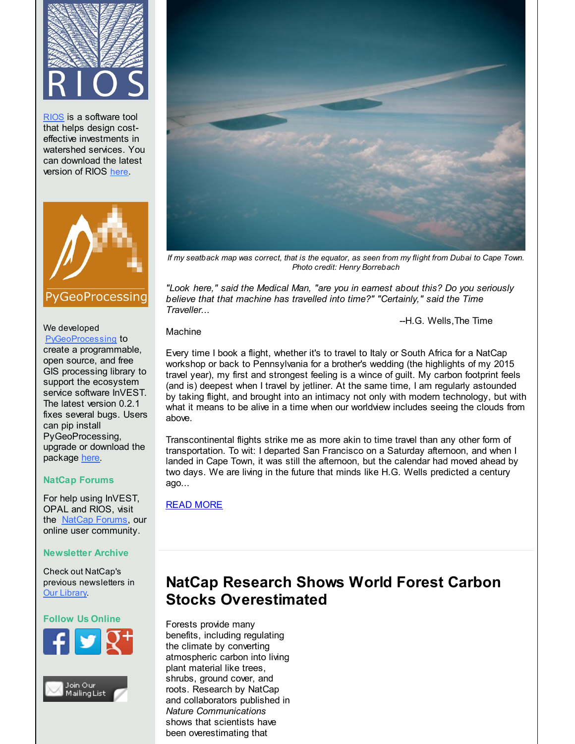RIOS is a software tool that helps design cost-effective investments in watershed services. You can download the latest version of RIOS here.

We developed PyGeoProcessing to create a programmable, open source, and free GIS processing library to support the ecosystem service software InVEST. The latest version 0.2.1 fixes several bugs. Users can pip install PyGeoProcessing, upgrade or download the package here.

### NatCap Forums

For help using InVEST, OPAL and RIOS, visit the NatCap Forums, our online user community.

### Newsletter Archive

Check out NatCap's previous newsletters in Our Library.

### Follow Us Online

*If my seatback map was correct, that is the equator, as seen from my flight from Dubai to Cape Town. Photo credit: Henry Borrebach*

*"Look here," said the Medical Man, "are you in earnest about this? Do you seriously believe that that machine has travelled into time?" "Certainly," said the Time Traveller...*

--H.G. Wells, The Time Machine

Every time I book a flight, whether it's to travel to Italy or South Africa for a NatCap workshop or back to Pennsylvania for a brother's wedding (the highlights of my 2015 travel year), my first and strongest feeling is a wince of guilt. My carbon footprint feels (and is) deepest when I travel by jetliner. At the same time, I am regularly astounded by taking flight, and brought into an intimacy not only with modern technology, but with what it means to be alive in a time when our worldview includes seeing the clouds from above.

Transcontinental flights strike me as more akin to time travel than any other form of transportation. To wit: I departed San Francisco on a Saturday afternoon, and when I landed in Cape Town, it was still the afternoon, but the calendar had moved ahead by two days. We are living in the future that minds like H.G. Wells predicted a century ago...

READ MORE

## NatCap Research Shows World Forest Carbon Stocks Overestimated

Forests provide many benefits, including regulating the climate by converting atmospheric carbon into living plant material like trees, shrubs, ground cover, and roots. Research by NatCap and collaborators published in *Nature Communications* shows that scientists have been overestimating that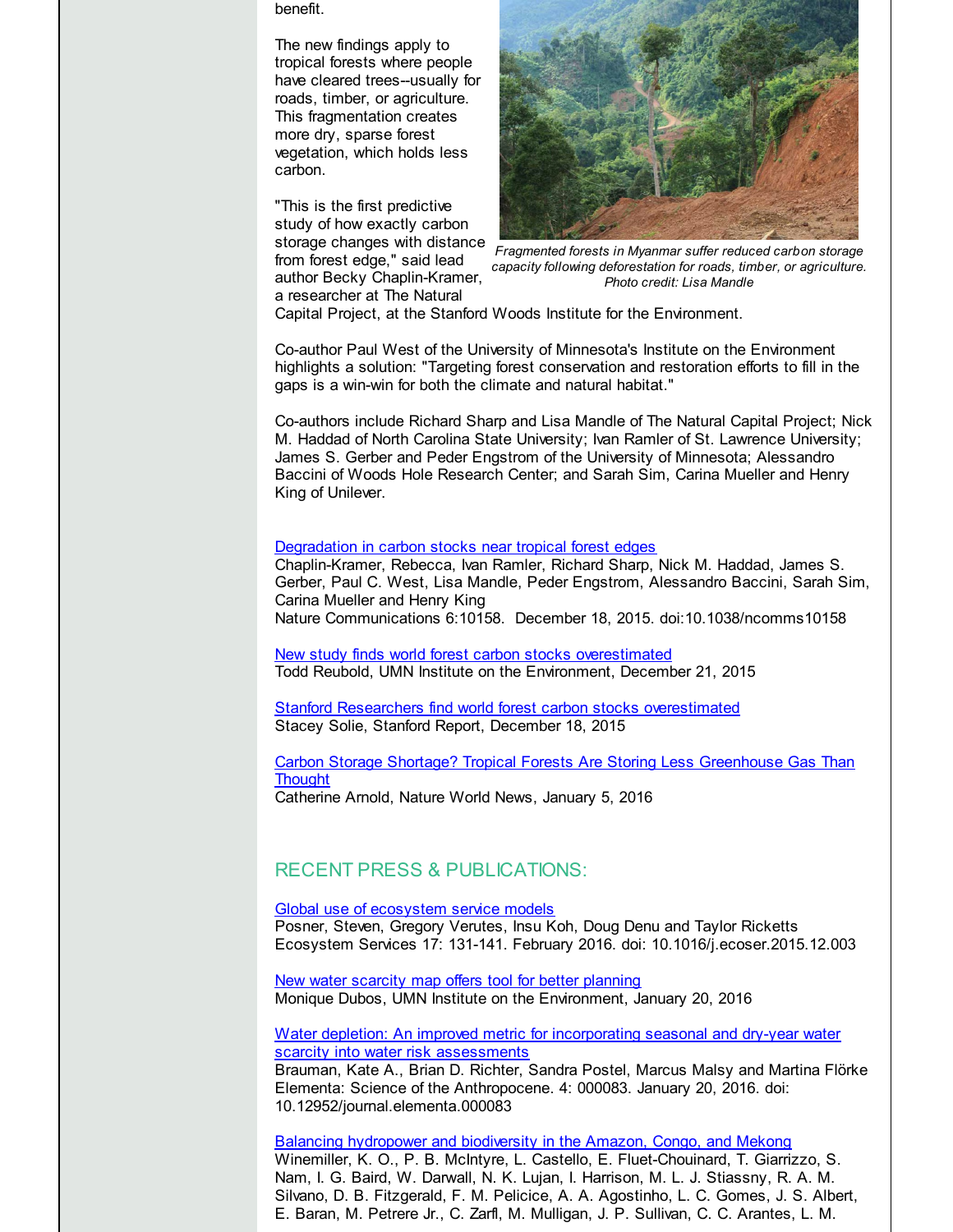benefit.

The new findings apply to tropical forests where people have cleared trees--usually for roads, timber, or agriculture. This fragmentation creates more dry, sparse forest vegetation, which holds less carbon.

"This is the first predictive study of how exactly carbon storage changes with distance from forest edge," said lead author Becky Chaplin-Kramer, a researcher at The Natural Capital Project, at the Stanford Woods Institute for the Environment.

*Fragmented forests in Myanmar suffer reduced carbon storage capacity following deforestation for roads, timber, or agriculture. Photo credit: Lisa Mandle*

Co-author Paul West of the University of Minnesota's Institute on the Environment highlights a solution: "Targeting forest conservation and restoration efforts to fill in the gaps is a win-win for both the climate and natural habitat."

Co-authors include Richard Sharp and Lisa Mandle of The Natural Capital Project; Nick M. Haddad of North Carolina State University; Ivan Ramler of St. Lawrence University; James S. Gerber and Peder Engstrom of the University of Minnesota; Alessandro Baccini of Woods Hole Research Center; and Sarah Sim, Carina Mueller and Henry King of Unilever.

Degradation in carbon stocks near tropical forest edges
Chaplin-Kramer, Rebecca, Ivan Ramler, Richard Sharp, Nick M. Haddad, James S. Gerber, Paul C. West, Lisa Mandle, Peder Engstrom, Alessandro Baccini, Sarah Sim, Carina Mueller and Henry King
Nature Communications 6:10158. December 18, 2015. doi:10.1038/ncomms10158

New study finds world forest carbon stocks overestimated
Todd Reubold, UMN Institute on the Environment, December 21, 2015

Stanford Researchers find world forest carbon stocks overestimated
Stacey Solie, Stanford Report, December 18, 2015

Carbon Storage Shortage? Tropical Forests Are Storing Less Greenhouse Gas Than Thought
Catherine Arnold, Nature World News, January 5, 2016

## RECENT PRESS & PUBLICATIONS:

Global use of ecosystem service models
Posner, Steven, Gregory Verutes, Insu Koh, Doug Denu and Taylor Ricketts
Ecosystem Services 17: 131-141. February 2016. doi: 10.1016/j.ecoser.2015.12.003

New water scarcity map offers tool for better planning
Monique Dubos, UMN Institute on the Environment, January 20, 2016

Water depletion: An improved metric for incorporating seasonal and dry-year water scarcity into water risk assessments
Brauman, Kate A., Brian D. Richter, Sandra Postel, Marcus Malsy and Martina Flörke
Elementa: Science of the Anthropocene. 4: 000083. January 20, 2016. doi: 10.12952/journal.elementa.000083

Balancing hydropower and biodiversity in the Amazon, Congo, and Mekong
Winemiller, K. O., P. B. McIntyre, L. Castello, E. Fluet-Chouinard, T. Giarrizzo, S. Nam, I. G. Baird, W. Darwall, N. K. Lujan, I. Harrison, M. L. J. Stiassny, R. A. M. Silvano, D. B. Fitzgerald, F. M. Pelicice, A. A. Agostinho, L. C. Gomes, J. S. Albert, E. Baran, M. Petrere Jr., C. Zarfl, M. Mulligan, J. P. Sullivan, C. C. Arantes, L. M.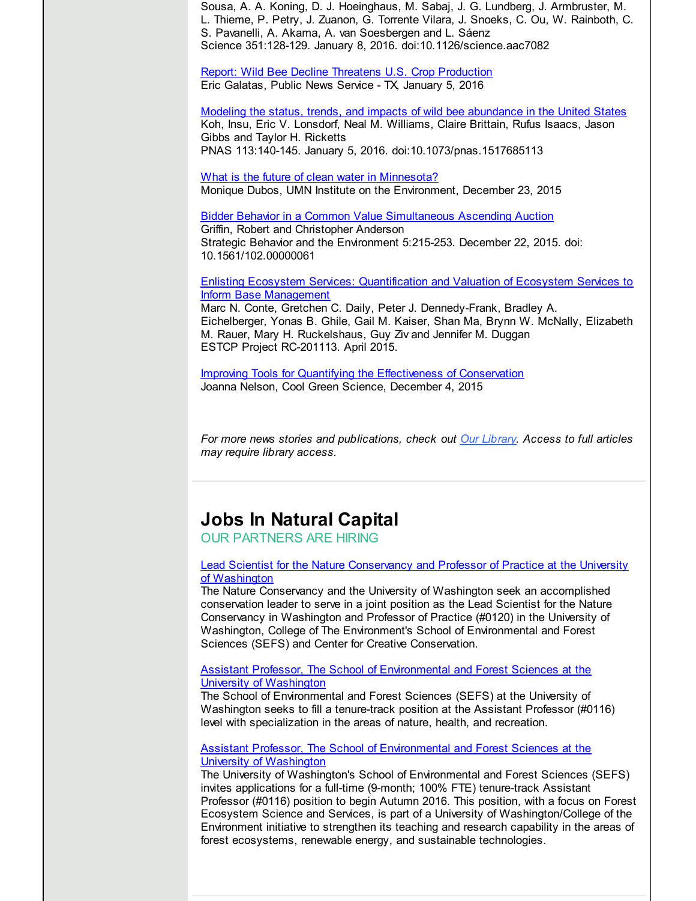Sousa, A. A. Koning, D. J. Hoeinghaus, M. Sabaj, J. G. Lundberg, J. Armbruster, M. L. Thieme, P. Petry, J. Zuanon, G. Torrente Vilara, J. Snoeks, C. Ou, W. Rainboth, C. S. Pavanelli, A. Akama, A. van Soesbergen and L. Sáenz
Science 351:128-129. January 8, 2016. doi:10.1126/science.aac7082

Report: Wild Bee Decline Threatens U.S. Crop Production
Eric Galatas, Public News Service - TX, January 5, 2016

Modeling the status, trends, and impacts of wild bee abundance in the United States
Koh, Insu, Eric V. Lonsdorf, Neal M. Williams, Claire Brittain, Rufus Isaacs, Jason Gibbs and Taylor H. Ricketts
PNAS 113:140-145. January 5, 2016. doi:10.1073/pnas.1517685113

What is the future of clean water in Minnesota?
Monique Dubos, UMN Institute on the Environment, December 23, 2015

Bidder Behavior in a Common Value Simultaneous Ascending Auction
Griffin, Robert and Christopher Anderson
Strategic Behavior and the Environment 5:215-253. December 22, 2015. doi: 10.1561/102.00000061

Enlisting Ecosystem Services: Quantification and Valuation of Ecosystem Services to Inform Base Management
Marc N. Conte, Gretchen C. Daily, Peter J. Dennedy-Frank, Bradley A. Eichelberger, Yonas B. Ghile, Gail M. Kaiser, Shan Ma, Brynn W. McNally, Elizabeth M. Rauer, Mary H. Ruckelshaus, Guy Ziv and Jennifer M. Duggan
ESTCP Project RC-201113. April 2015.

Improving Tools for Quantifying the Effectiveness of Conservation
Joanna Nelson, Cool Green Science, December 4, 2015

*For more news stories and publications, check out Our Library. Access to full articles may require library access.*

# Jobs In Natural Capital

OUR PARTNERS ARE HIRING

Lead Scientist for the Nature Conservancy and Professor of Practice at the University of Washington
The Nature Conservancy and the University of Washington seek an accomplished conservation leader to serve in a joint position as the Lead Scientist for the Nature Conservancy in Washington and Professor of Practice (#0120) in the University of Washington, College of The Environment's School of Environmental and Forest Sciences (SEFS) and Center for Creative Conservation.

Assistant Professor, The School of Environmental and Forest Sciences at the University of Washington
The School of Environmental and Forest Sciences (SEFS) at the University of Washington seeks to fill a tenure-track position at the Assistant Professor (#0116) level with specialization in the areas of nature, health, and recreation.

Assistant Professor, The School of Environmental and Forest Sciences at the University of Washington
The University of Washington's School of Environmental and Forest Sciences (SEFS) invites applications for a full-time (9-month; 100% FTE) tenure-track Assistant Professor (#0116) position to begin Autumn 2016. This position, with a focus on Forest Ecosystem Science and Services, is part of a University of Washington/College of the Environment initiative to strengthen its teaching and research capability in the areas of forest ecosystems, renewable energy, and sustainable technologies.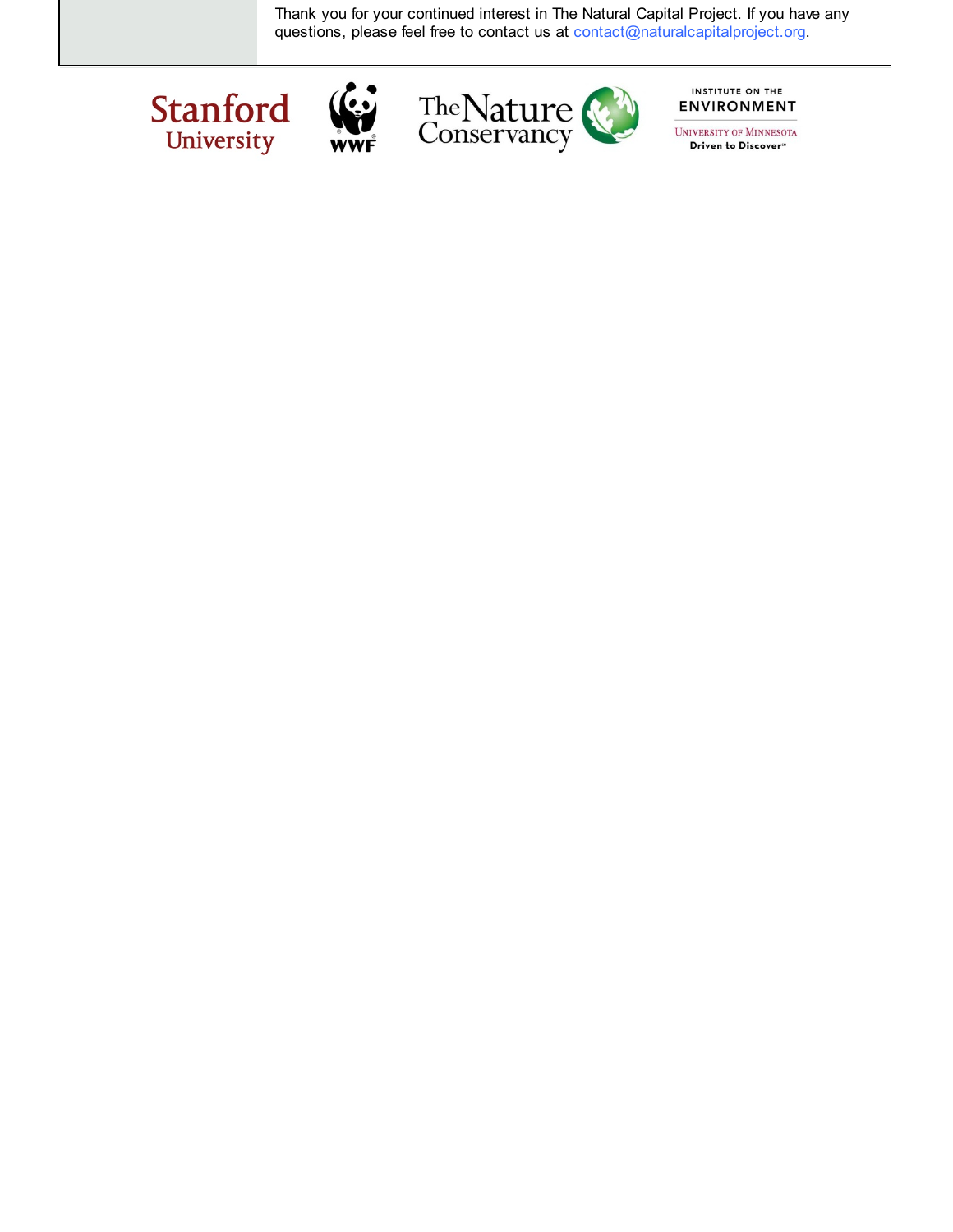Thank you for your continued interest in The Natural Capital Project. If you have any questions, please feel free to contact us at contact@naturalcapitalproject.org.